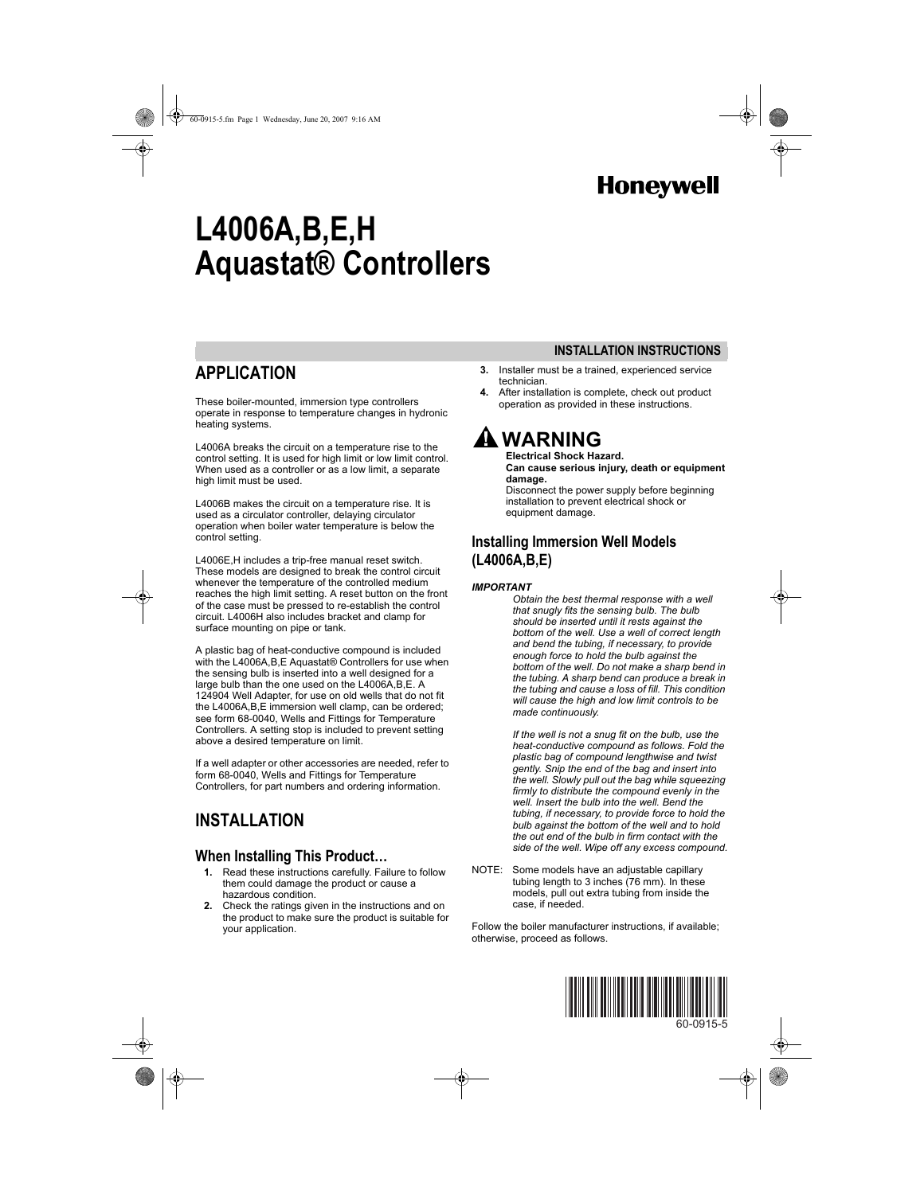# L4006A,B,E,H Aquastat® Controllers

INSTALLATION INSTRUCTIONS

## APPLICATION

These boiler-mounted, immersion type controllers operate in response to temperature changes in hydronic heating systems.

L4006A breaks the circuit on a temperature rise to the control setting. It is used for high limit or low limit control. When used as a controller or as a low limit, a separate high limit must be used.

L4006B makes the circuit on a temperature rise. It is used as a circulator controller, delaying circulator operation when boiler water temperature is below the control setting.

L4006E,H includes a trip-free manual reset switch. These models are designed to break the control circuit whenever the temperature of the controlled medium reaches the high limit setting. A reset button on the front of the case must be pressed to re-establish the control circuit. L4006H also includes bracket and clamp for surface mounting on pipe or tank.

A plastic bag of heat-conductive compound is included with the L4006A,B,E Aquastat® Controllers for use when the sensing bulb is inserted into a well designed for a large bulb than the one used on the L4006A,B,E. A 124904 Well Adapter, for use on old wells that do not fit the L4006A,B,E immersion well clamp, can be ordered; see form 68-0040, Wells and Fittings for Temperature Controllers. A setting stop is included to prevent setting above a desired temperature on limit.

If a well adapter or other accessories are needed, refer to form 68-0040, Wells and Fittings for Temperature Controllers, for part numbers and ordering information.

## INSTALLATION

### When Installing This Product…

1. Read these instructions carefully. Failure to follow them could damage the product or cause a hazardous condition.
2. Check the ratings given in the instructions and on the product to make sure the product is suitable for your application.
3. Installer must be a trained, experienced service technician.
4. After installation is complete, check out product operation as provided in these instructions.

**WARNING**

**Electrical Shock Hazard.**
**Can cause serious injury, death or equipment damage.**
Disconnect the power supply before beginning installation to prevent electrical shock or equipment damage.

### Installing Immersion Well Models (L4006A,B,E)

***IMPORTANT***

*Obtain the best thermal response with a well that snugly fits the sensing bulb. The bulb should be inserted until it rests against the bottom of the well. Use a well of correct length and bend the tubing, if necessary, to provide enough force to hold the bulb against the bottom of the well. Do not make a sharp bend in the tubing. A sharp bend can produce a break in the tubing and cause a loss of fill. This condition will cause the high and low limit controls to be made continuously.*

*If the well is not a snug fit on the bulb, use the heat-conductive compound as follows. Fold the plastic bag of compound lengthwise and twist gently. Snip the end of the bag and insert into the well. Slowly pull out the bag while squeezing firmly to distribute the compound evenly in the well. Insert the bulb into the well. Bend the tubing, if necessary, to provide force to hold the bulb against the bottom of the well and to hold the out end of the bulb in firm contact with the side of the well. Wipe off any excess compound.*

NOTE: Some models have an adjustable capillary tubing length to 3 inches (76 mm). In these models, pull out extra tubing from inside the case, if needed.

Follow the boiler manufacturer instructions, if available; otherwise, proceed as follows.

60-0915-5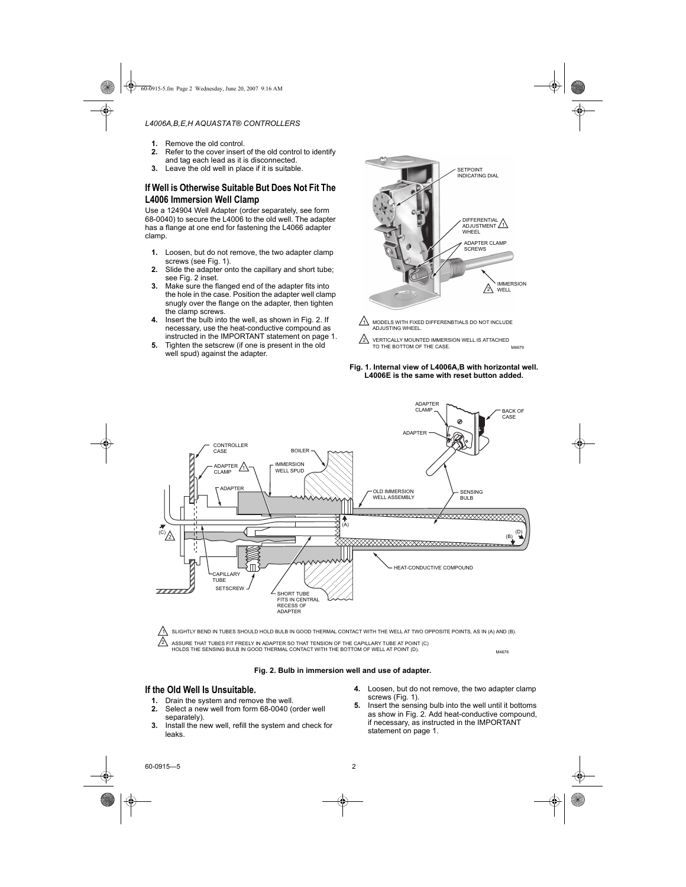1. Remove the old control.
2. Refer to the cover insert of the old control to identify and tag each lead as it is disconnected.
3. Leave the old well in place if it is suitable.

## If Well is Otherwise Suitable But Does Not Fit The L4006 Immersion Well Clamp

Use a 124904 Well Adapter (order separately, see form 68-0040) to secure the L4006 to the old well. The adapter has a flange at one end for fastening the L4066 adapter clamp.

1. Loosen, but do not remove, the two adapter clamp screws (see Fig. 1).
2. Slide the adapter onto the capillary and short tube; see Fig. 2 inset.
3. Make sure the flanged end of the adapter fits into the hole in the case. Position the adapter well clamp snugly over the flange on the adapter, then tighten the clamp screws.
4. Insert the bulb into the well, as shown in Fig. 2. If necessary, use the heat-conductive compound as instructed in the IMPORTANT statement on page 1.
5. Tighten the setscrew (if one is present in the old well spud) against the adapter.

SETPOINT INDICATING DIAL

DIFFERENTIAL ADJUSTMENT WHEEL (1)

ADAPTER CLAMP SCREWS

IMMERSION WELL (2)

1. MODELS WITH FIXED DIFFERENBTIALS DO NOT INCLUDE ADJUSTING WHEEL.
2. VERTICALLY MOUNTED IMMERSION WELL IS ATTACHED TO THE BOTTOM OF THE CASE.

M4679

**Fig. 1. Internal view of L4006A,B with horizontal well. L4006E is the same with reset button added.**

ADAPTER CLAMP, BACK OF CASE, ADAPTER, CONTROLLER CASE, BOILER, ADAPTER CLAMP (1), IMMERSION WELL SPUD, ADAPTER, OLD IMMERSION WELL ASSEMBLY, SENSING BULB, (A), (B), (C) (2), (D), CAPILLARY TUBE, SETSCREW, SHORT TUBE FITS IN CENTRAL RECESS OF ADAPTER, HEAT-CONDUCTIVE COMPOUND

1. SLIGHTLY BEND IN TUBES SHOULD HOLD BULB IN GOOD THERMAL CONTACT WITH THE WELL AT TWO OPPOSITE POINTS, AS IN (A) AND (B).
2. ASSURE THAT TUBES FIT FREELY IN ADAPTER SO THAT TENSION OF THE CAPILLARY TUBE AT POINT (C) HOLDS THE SENSING BULB IN GOOD THERMAL CONTACT WITH THE BOTTOM OF WELL AT POINT (D).

M4678

**Fig. 2. Bulb in immersion well and use of adapter.**

## If the Old Well Is Unsuitable.

1. Drain the system and remove the well.
2. Select a new well from form 68-0040 (order well separately).
3. Install the new well, refill the system and check for leaks.
4. Loosen, but do not remove, the two adapter clamp screws (Fig. 1).
5. Insert the sensing bulb into the well until it bottoms as show in Fig. 2. Add heat-conductive compound, if necessary, as instructed in the IMPORTANT statement on page 1.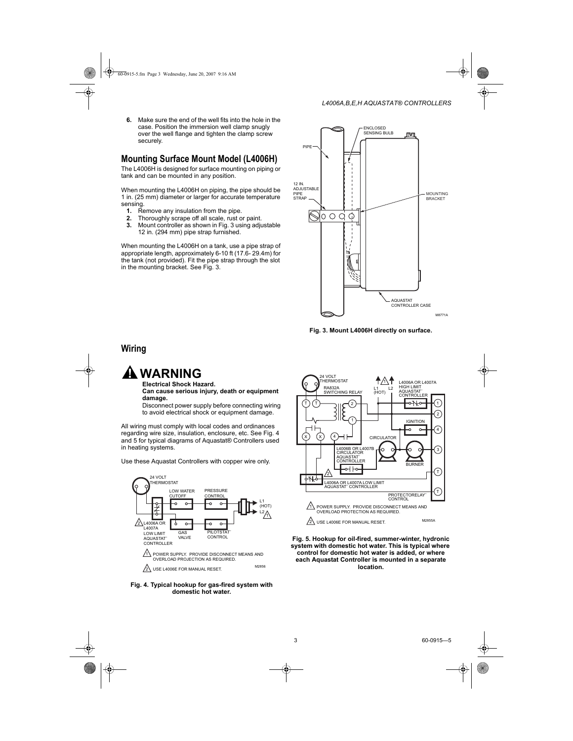6. Make sure the end of the well fits into the hole in the case. Position the immersion well clamp snugly over the well flange and tighten the clamp screw securely.

## Mounting Surface Mount Model (L4006H)

The L4006H is designed for surface mounting on piping or tank and can be mounted in any position.

When mounting the L4006H on piping, the pipe should be 1 in. (25 mm) diameter or larger for accurate temperature sensing.

1. Remove any insulation from the pipe.
2. Thoroughly scrape off all scale, rust or paint.
3. Mount controller as shown in Fig. 3 using adjustable 12 in. (294 mm) pipe strap furnished.

When mounting the L4006H on a tank, use a pipe strap of appropriate length, approximately 6-10 ft (17.6- 29.4m) for the tank (not provided). Fit the pipe strap through the slot in the mounting bracket. See Fig. 3.

**Fig. 3. Mount L4006H directly on surface.**

## Wiring

### WARNING

**Electrical Shock Hazard.**
**Can cause serious injury, death or equipment damage.**
Disconnect power supply before connecting wiring to avoid electrical shock or equipment damage.

All wiring must comply with local codes and ordinances regarding wire size, insulation, enclosure, etc. See Fig. 4 and 5 for typical diagrams of Aquastat® Controllers used in heating systems.

Use these Aquastat Controllers with copper wire only.

**Fig. 4. Typical hookup for gas-fired system with domestic hot water.**

**Fig. 5. Hookup for oil-fired, summer-winter, hydronic system with domestic hot water. This is typical where control for domestic hot water is added, or where each Aquastat Controller is mounted in a separate location.**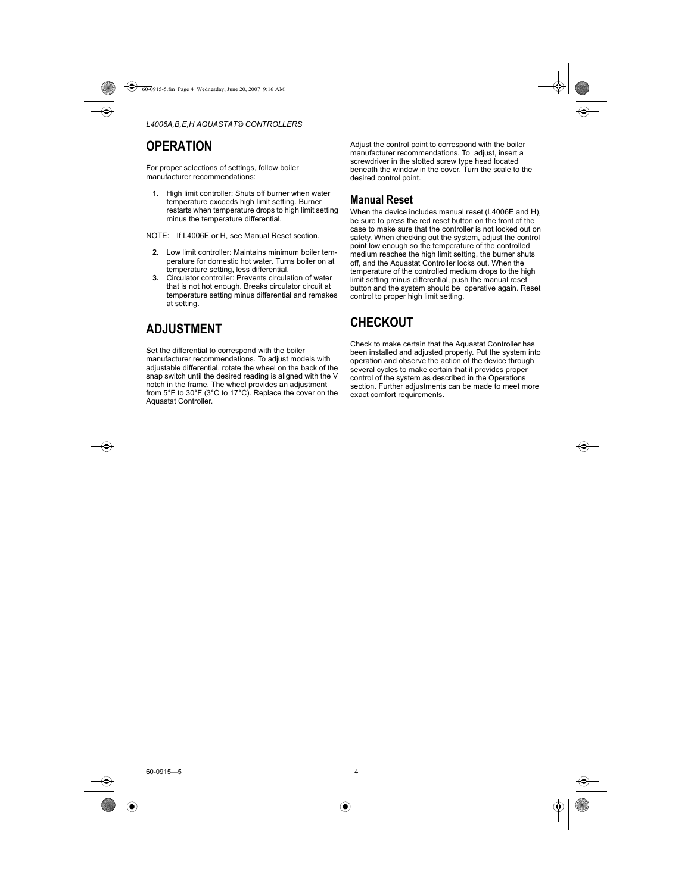## OPERATION

For proper selections of settings, follow boiler manufacturer recommendations:

1. High limit controller: Shuts off burner when water temperature exceeds high limit setting. Burner restarts when temperature drops to high limit setting minus the temperature differential.

NOTE: If L4006E or H, see Manual Reset section.

2. Low limit controller: Maintains minimum boiler temperature for domestic hot water. Turns boiler on at temperature setting, less differential.
3. Circulator controller: Prevents circulation of water that is not hot enough. Breaks circulator circuit at temperature setting minus differential and remakes at setting.

## ADJUSTMENT

Set the differential to correspond with the boiler manufacturer recommendations. To adjust models with adjustable differential, rotate the wheel on the back of the snap switch until the desired reading is aligned with the V notch in the frame. The wheel provides an adjustment from 5°F to 30°F (3°C to 17°C). Replace the cover on the Aquastat Controller.

Adjust the control point to correspond with the boiler manufacturer recommendations. To adjust, insert a screwdriver in the slotted screw type head located beneath the window in the cover. Turn the scale to the desired control point.

### Manual Reset

When the device includes manual reset (L4006E and H), be sure to press the red reset button on the front of the case to make sure that the controller is not locked out on safety. When checking out the system, adjust the control point low enough so the temperature of the controlled medium reaches the high limit setting, the burner shuts off, and the Aquastat Controller locks out. When the temperature of the controlled medium drops to the high limit setting minus differential, push the manual reset button and the system should be operative again. Reset control to proper high limit setting.

## CHECKOUT

Check to make certain that the Aquastat Controller has been installed and adjusted properly. Put the system into operation and observe the action of the device through several cycles to make certain that it provides proper control of the system as described in the Operations section. Further adjustments can be made to meet more exact comfort requirements.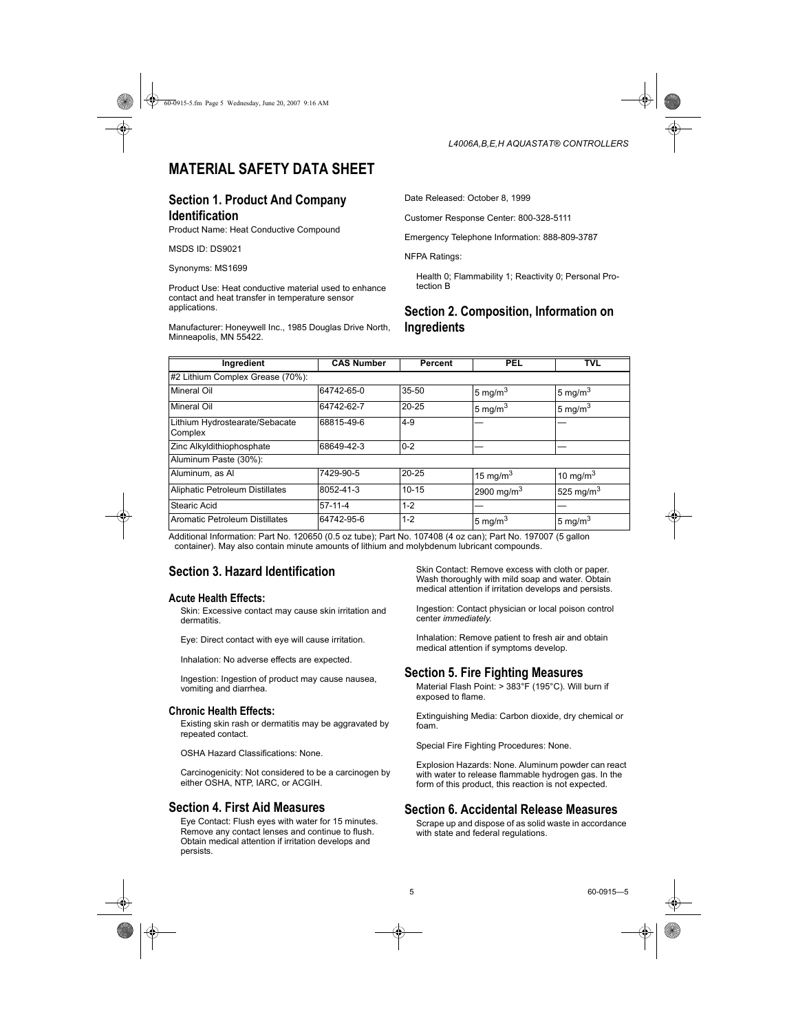# MATERIAL SAFETY DATA SHEET

## Section 1. Product And Company Identification

Product Name: Heat Conductive Compound

MSDS ID: DS9021

Synonyms: MS1699

Product Use: Heat conductive material used to enhance contact and heat transfer in temperature sensor applications.

Manufacturer: Honeywell Inc., 1985 Douglas Drive North, Minneapolis, MN 55422.

Date Released: October 8, 1999

Customer Response Center: 800-328-5111

Emergency Telephone Information: 888-809-3787

NFPA Ratings:

Health 0; Flammability 1; Reactivity 0; Personal Protection B

## Section 2. Composition, Information on Ingredients

| Ingredient | CAS Number | Percent | PEL | TVL |
|---|---|---|---|---|
| #2 Lithium Complex Grease (70%): | | | | |
| Mineral Oil | 64742-65-0 | 35-50 | 5 $mg/m^3$ | 5 $mg/m^3$ |
| Mineral Oil | 64742-62-7 | 20-25 | 5 $mg/m^3$ | 5 $mg/m^3$ |
| Lithium Hydrostearate/Sebacate Complex | 68815-49-6 | 4-9 | — | — |
| Zinc Alkyldithiophosphate | 68649-42-3 | 0-2 | — | — |
| Aluminum Paste (30%): | | | | |
| Aluminum, as Al | 7429-90-5 | 20-25 | 15 $mg/m^3$ | 10 $mg/m^3$ |
| Aliphatic Petroleum Distillates | 8052-41-3 | 10-15 | 2900 $mg/m^3$ | 525 $mg/m^3$ |
| Stearic Acid | 57-11-4 | 1-2 | — | — |
| Aromatic Petroleum Distillates | 64742-95-6 | 1-2 | 5 $mg/m^3$ | 5 $mg/m^3$ |

Additional Information: Part No. 120650 (0.5 oz tube); Part No. 107408 (4 oz can); Part No. 197007 (5 gallon container). May also contain minute amounts of lithium and molybdenum lubricant compounds.

## Section 3. Hazard Identification

### Acute Health Effects:

Skin: Excessive contact may cause skin irritation and dermatitis.

Eye: Direct contact with eye will cause irritation.

Inhalation: No adverse effects are expected.

Ingestion: Ingestion of product may cause nausea, vomiting and diarrhea.

### Chronic Health Effects:

Existing skin rash or dermatitis may be aggravated by repeated contact.

OSHA Hazard Classifications: None.

Carcinogenicity: Not considered to be a carcinogen by either OSHA, NTP, IARC, or ACGIH.

## Section 4. First Aid Measures

Eye Contact: Flush eyes with water for 15 minutes. Remove any contact lenses and continue to flush. Obtain medical attention if irritation develops and persists.

Skin Contact: Remove excess with cloth or paper. Wash thoroughly with mild soap and water. Obtain medical attention if irritation develops and persists.

Ingestion: Contact physician or local poison control center *immediately.*

Inhalation: Remove patient to fresh air and obtain medical attention if symptoms develop.

## Section 5. Fire Fighting Measures

Material Flash Point: > 383°F (195°C). Will burn if exposed to flame.

Extinguishing Media: Carbon dioxide, dry chemical or foam.

Special Fire Fighting Procedures: None.

Explosion Hazards: None. Aluminum powder can react with water to release flammable hydrogen gas. In the form of this product, this reaction is not expected.

## Section 6. Accidental Release Measures

Scrape up and dispose of as solid waste in accordance with state and federal regulations.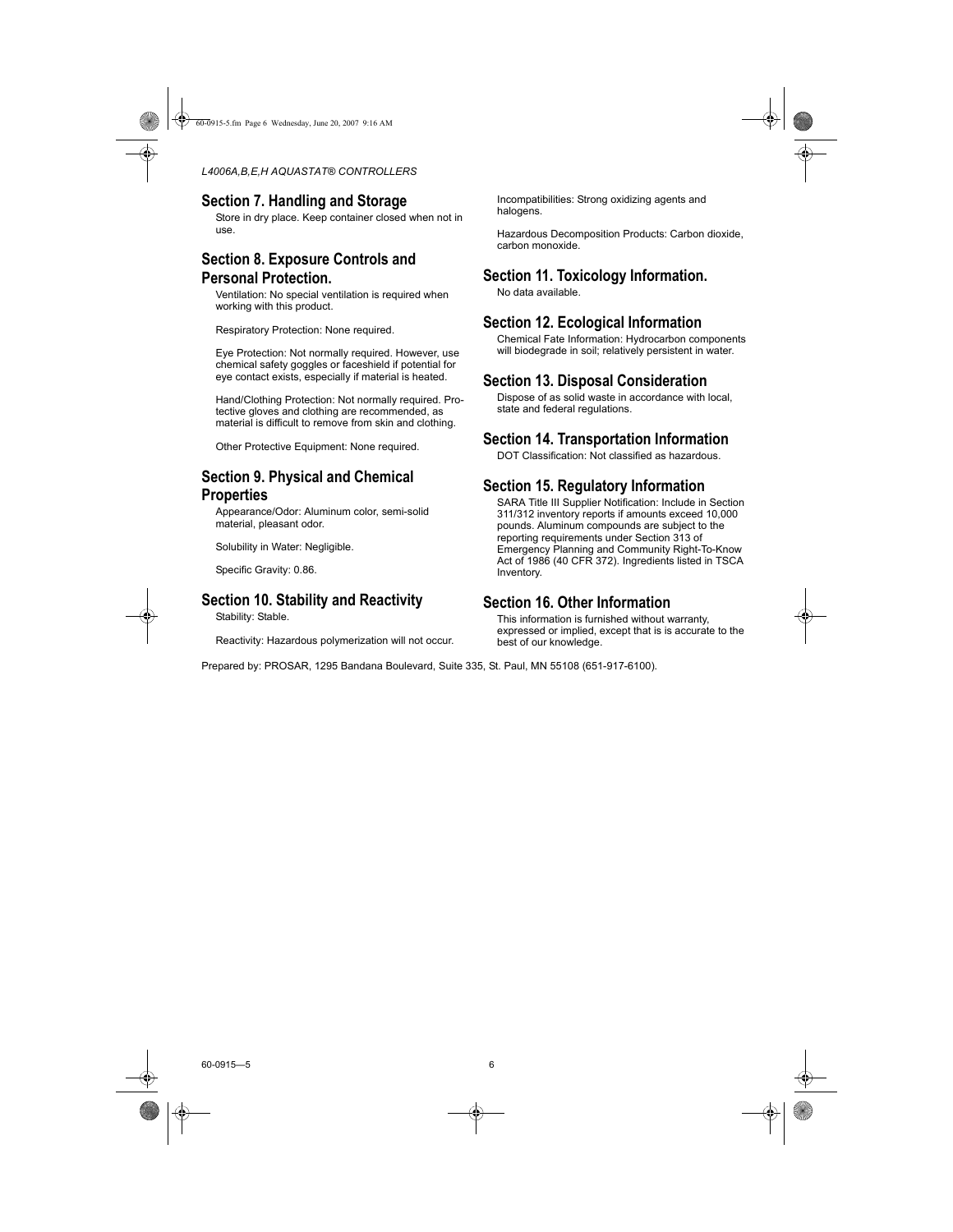## Section 7. Handling and Storage

Store in dry place. Keep container closed when not in use.

## Section 8. Exposure Controls and Personal Protection.

Ventilation: No special ventilation is required when working with this product.

Respiratory Protection: None required.

Eye Protection: Not normally required. However, use chemical safety goggles or faceshield if potential for eye contact exists, especially if material is heated.

Hand/Clothing Protection: Not normally required. Protective gloves and clothing are recommended, as material is difficult to remove from skin and clothing.

Other Protective Equipment: None required.

## Section 9. Physical and Chemical Properties

Appearance/Odor: Aluminum color, semi-solid material, pleasant odor.

Solubility in Water: Negligible.

Specific Gravity: 0.86.

## Section 10. Stability and Reactivity

Stability: Stable.

Reactivity: Hazardous polymerization will not occur.

Incompatibilities: Strong oxidizing agents and halogens.

Hazardous Decomposition Products: Carbon dioxide, carbon monoxide.

## Section 11. Toxicology Information.

No data available.

## Section 12. Ecological Information

Chemical Fate Information: Hydrocarbon components will biodegrade in soil; relatively persistent in water.

## Section 13. Disposal Consideration

Dispose of as solid waste in accordance with local, state and federal regulations.

## Section 14. Transportation Information

DOT Classification: Not classified as hazardous.

## Section 15. Regulatory Information

SARA Title III Supplier Notification: Include in Section 311/312 inventory reports if amounts exceed 10,000 pounds. Aluminum compounds are subject to the reporting requirements under Section 313 of Emergency Planning and Community Right-To-Know Act of 1986 (40 CFR 372). Ingredients listed in TSCA Inventory.

## Section 16. Other Information

This information is furnished without warranty, expressed or implied, except that is is accurate to the best of our knowledge.

Prepared by: PROSAR, 1295 Bandana Boulevard, Suite 335, St. Paul, MN 55108 (651-917-6100).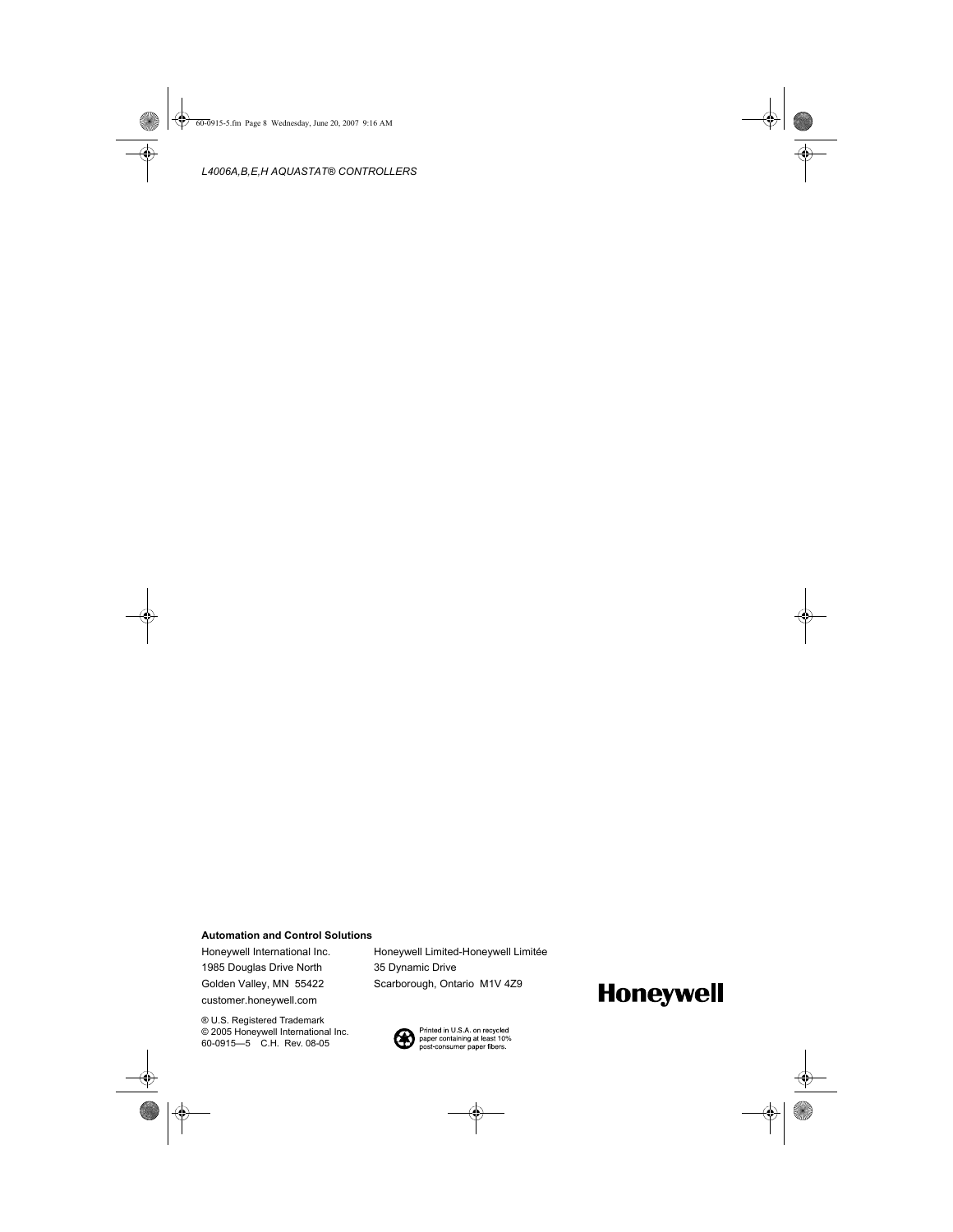**Automation and Control Solutions**

Honeywell International Inc.
1985 Douglas Drive North
Golden Valley, MN 55422
customer.honeywell.com

Honeywell Limited-Honeywell Limitée
35 Dynamic Drive
Scarborough, Ontario M1V 4Z9

® U.S. Registered Trademark
© 2005 Honeywell International Inc.
60-0915—5 C.H. Rev. 08-05

Printed in U.S.A. on recycled paper containing at least 10% post-consumer paper fibers.

**Honeywell**